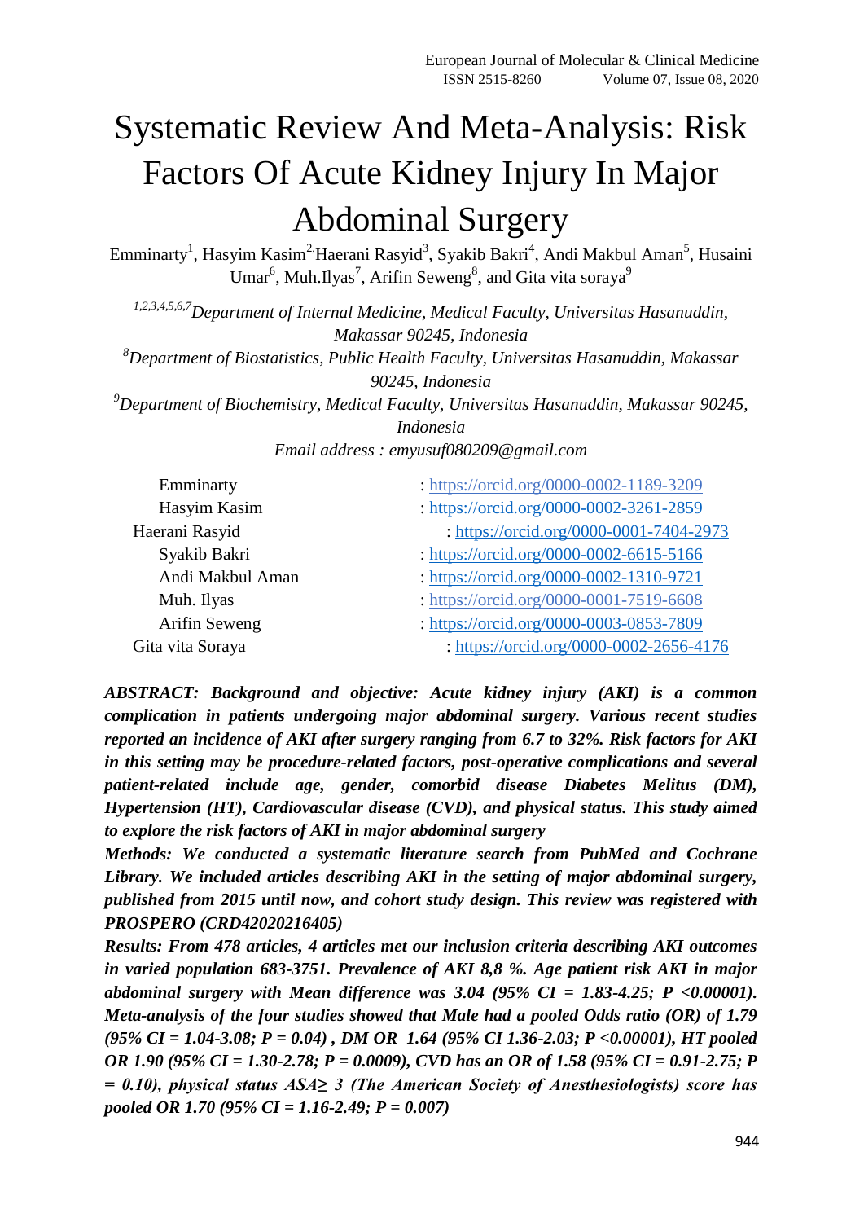# Systematic Review And Meta-Analysis: Risk Factors Of Acute Kidney Injury In Major Abdominal Surgery

Emminarty[1], Hasyim Kasim[2], Haerani Rasyid[3], Syakib Bakri[4], Andi Makbul Aman[5], Husaini Umar[6], Muh.Ilyas[7], Arifin Seweng[8], and Gita vita soraya[9]

*[1,2,3,4,5,6,7]Department of Internal Medicine, Medical Faculty, Universitas Hasanuddin, Makassar 90245, Indonesia*

*[8]Department of Biostatistics, Public Health Faculty, Universitas Hasanuddin, Makassar 90245, Indonesia*

*[9]Department of Biochemistry, Medical Faculty, Universitas Hasanuddin, Makassar 90245, Indonesia*

*Email address : emyusuf080209@gmail.com*

| | |
|---|---|
| Emminarty | : https://orcid.org/0000-0002-1189-3209 |
| Hasyim Kasim | : https://orcid.org/0000-0002-3261-2859 |
| Haerani Rasyid | : https://orcid.org/0000-0001-7404-2973 |
| Syakib Bakri | : https://orcid.org/0000-0002-6615-5166 |
| Andi Makbul Aman | : https://orcid.org/0000-0002-1310-9721 |
| Muh. Ilyas | : https://orcid.org/0000-0001-7519-6608 |
| Arifin Seweng | : https://orcid.org/0000-0003-0853-7809 |
| Gita vita Soraya | : https://orcid.org/0000-0002-2656-4176 |

***ABSTRACT: Background and objective: Acute kidney injury (AKI) is a common complication in patients undergoing major abdominal surgery. Various recent studies reported an incidence of AKI after surgery ranging from 6.7 to 32%. Risk factors for AKI in this setting may be procedure-related factors, post-operative complications and several patient-related include age, gender, comorbid disease Diabetes Melitus (DM), Hypertension (HT), Cardiovascular disease (CVD), and physical status. This study aimed to explore the risk factors of AKI in major abdominal surgery***

***Methods: We conducted a systematic literature search from PubMed and Cochrane Library. We included articles describing AKI in the setting of major abdominal surgery, published from 2015 until now, and cohort study design. This review was registered with PROSPERO (CRD42020216405)***

***Results: From 478 articles, 4 articles met our inclusion criteria describing AKI outcomes in varied population 683-3751. Prevalence of AKI 8,8 %. Age patient risk AKI in major abdominal surgery with Mean difference was 3.04 (95% CI = 1.83-4.25; P <0.00001). Meta-analysis of the four studies showed that Male had a pooled Odds ratio (OR) of 1.79 (95% CI = 1.04-3.08; P = 0.04) , DM OR 1.64 (95% CI 1.36-2.03; P <0.00001), HT pooled OR 1.90 (95% CI = 1.30-2.78; P = 0.0009), CVD has an OR of 1.58 (95% CI = 0.91-2.75; P = 0.10), physical status ASA≥ 3 (The American Society of Anesthesiologists) score has pooled OR 1.70 (95% CI = 1.16-2.49; P = 0.007)***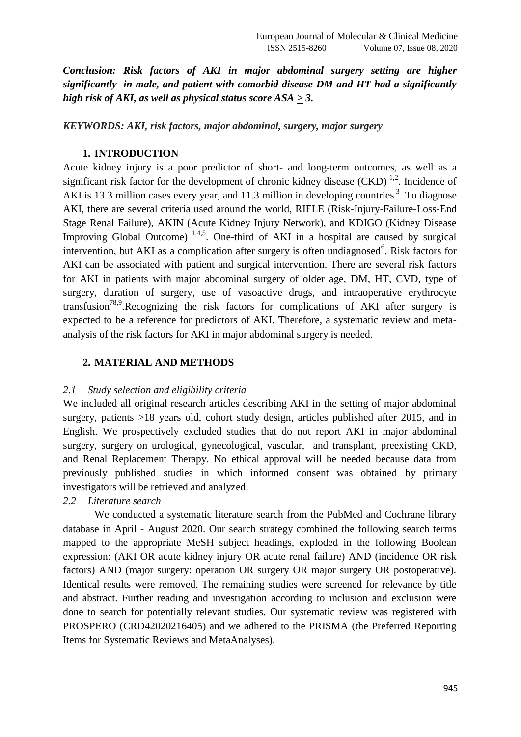***Conclusion: Risk factors of AKI in major abdominal surgery setting are higher significantly in male, and patient with comorbid disease DM and HT had a significantly high risk of AKI, as well as physical status score ASA > 3.***

***KEYWORDS: AKI, risk factors, major abdominal, surgery, major surgery***

## 1. INTRODUCTION

Acute kidney injury is a poor predictor of short- and long-term outcomes, as well as a significant risk factor for the development of chronic kidney disease (CKD) [1,2]. Incidence of AKI is 13.3 million cases every year, and 11.3 million in developing countries [3]. To diagnose AKI, there are several criteria used around the world, RIFLE (Risk-Injury-Failure-Loss-End Stage Renal Failure), AKIN (Acute Kidney Injury Network), and KDIGO (Kidney Disease Improving Global Outcome) [1,4,5]. One-third of AKI in a hospital are caused by surgical intervention, but AKI as a complication after surgery is often undiagnosed[6]. Risk factors for AKI can be associated with patient and surgical intervention. There are several risk factors for AKI in patients with major abdominal surgery of older age, DM, HT, CVD, type of surgery, duration of surgery, use of vasoactive drugs, and intraoperative erythrocyte transfusion[78,9].Recognizing the risk factors for complications of AKI after surgery is expected to be a reference for predictors of AKI. Therefore, a systematic review and meta-analysis of the risk factors for AKI in major abdominal surgery is needed.

## 2. MATERIAL AND METHODS

### *2.1 Study selection and eligibility criteria*

We included all original research articles describing AKI in the setting of major abdominal surgery, patients >18 years old, cohort study design, articles published after 2015, and in English. We prospectively excluded studies that do not report AKI in major abdominal surgery, surgery on urological, gynecological, vascular, and transplant, preexisting CKD, and Renal Replacement Therapy. No ethical approval will be needed because data from previously published studies in which informed consent was obtained by primary investigators will be retrieved and analyzed.

### *2.2 Literature search*

We conducted a systematic literature search from the PubMed and Cochrane library database in April - August 2020. Our search strategy combined the following search terms mapped to the appropriate MeSH subject headings, exploded in the following Boolean expression: (AKI OR acute kidney injury OR acute renal failure) AND (incidence OR risk factors) AND (major surgery: operation OR surgery OR major surgery OR postoperative). Identical results were removed. The remaining studies were screened for relevance by title and abstract. Further reading and investigation according to inclusion and exclusion were done to search for potentially relevant studies. Our systematic review was registered with PROSPERO (CRD42020216405) and we adhered to the PRISMA (the Preferred Reporting Items for Systematic Reviews and MetaAnalyses).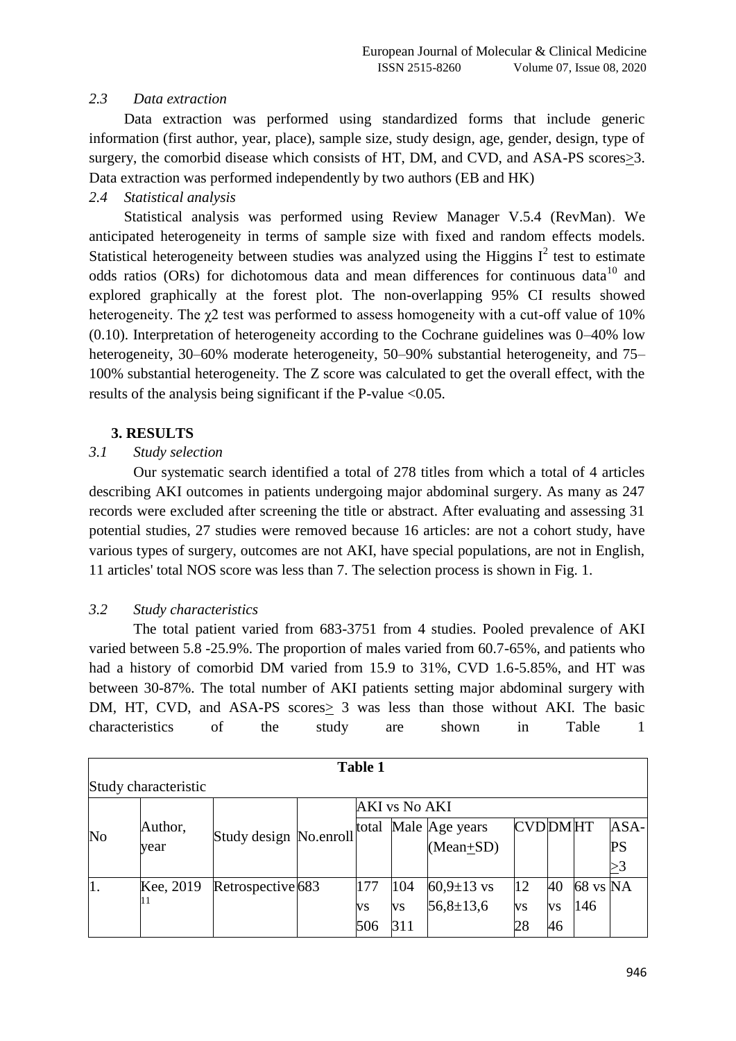### *2.3 Data extraction*

Data extraction was performed using standardized forms that include generic information (first author, year, place), sample size, study design, age, gender, design, type of surgery, the comorbid disease which consists of HT, DM, and CVD, and ASA-PS scores≥3. Data extraction was performed independently by two authors (EB and HK)

### *2.4 Statistical analysis*

Statistical analysis was performed using Review Manager V.5.4 (RevMan). We anticipated heterogeneity in terms of sample size with fixed and random effects models. Statistical heterogeneity between studies was analyzed using the Higgins $I^2$ test to estimate odds ratios (ORs) for dichotomous data and mean differences for continuous data[10] and explored graphically at the forest plot. The non-overlapping 95% CI results showed heterogeneity. The $\chi 2$ test was performed to assess homogeneity with a cut-off value of 10% (0.10). Interpretation of heterogeneity according to the Cochrane guidelines was 0–40% low heterogeneity, 30–60% moderate heterogeneity, 50–90% substantial heterogeneity, and 75–100% substantial heterogeneity. The Z score was calculated to get the overall effect, with the results of the analysis being significant if the P-value <0.05.

## 3. RESULTS

### *3.1 Study selection*

Our systematic search identified a total of 278 titles from which a total of 4 articles describing AKI outcomes in patients undergoing major abdominal surgery. As many as 247 records were excluded after screening the title or abstract. After evaluating and assessing 31 potential studies, 27 studies were removed because 16 articles: are not a cohort study, have various types of surgery, outcomes are not AKI, have special populations, are not in English, 11 articles' total NOS score was less than 7. The selection process is shown in Fig. 1.

### *3.2 Study characteristics*

The total patient varied from 683-3751 from 4 studies. Pooled prevalence of AKI varied between 5.8 -25.9%. The proportion of males varied from 60.7-65%, and patients who had a history of comorbid DM varied from 15.9 to 31%, CVD 1.6-5.85%, and HT was between 30-87%. The total number of AKI patients setting major abdominal surgery with DM, HT, CVD, and ASA-PS scores≥ 3 was less than those without AKI. The basic characteristics of the study are shown in Table 1

**Table 1**

Study characteristic

| No | Author, year | Study design | No.enroll | AKI vs No AKI | | | | | | |
|---|---|---|---|---|---|---|---|---|---|---|
| | | | | total | Male | Age years (Mean±SD) | CVD | DM | HT | ASA-PS ≥3 |
| 1. | Kee, 2019[11] | Retrospective | 683 | 177 vs 506 | 104 vs 311 | 60,9±13 vs 56,8±13,6 | 12 vs 28 | 40 vs 46 | 68 vs 146 | NA |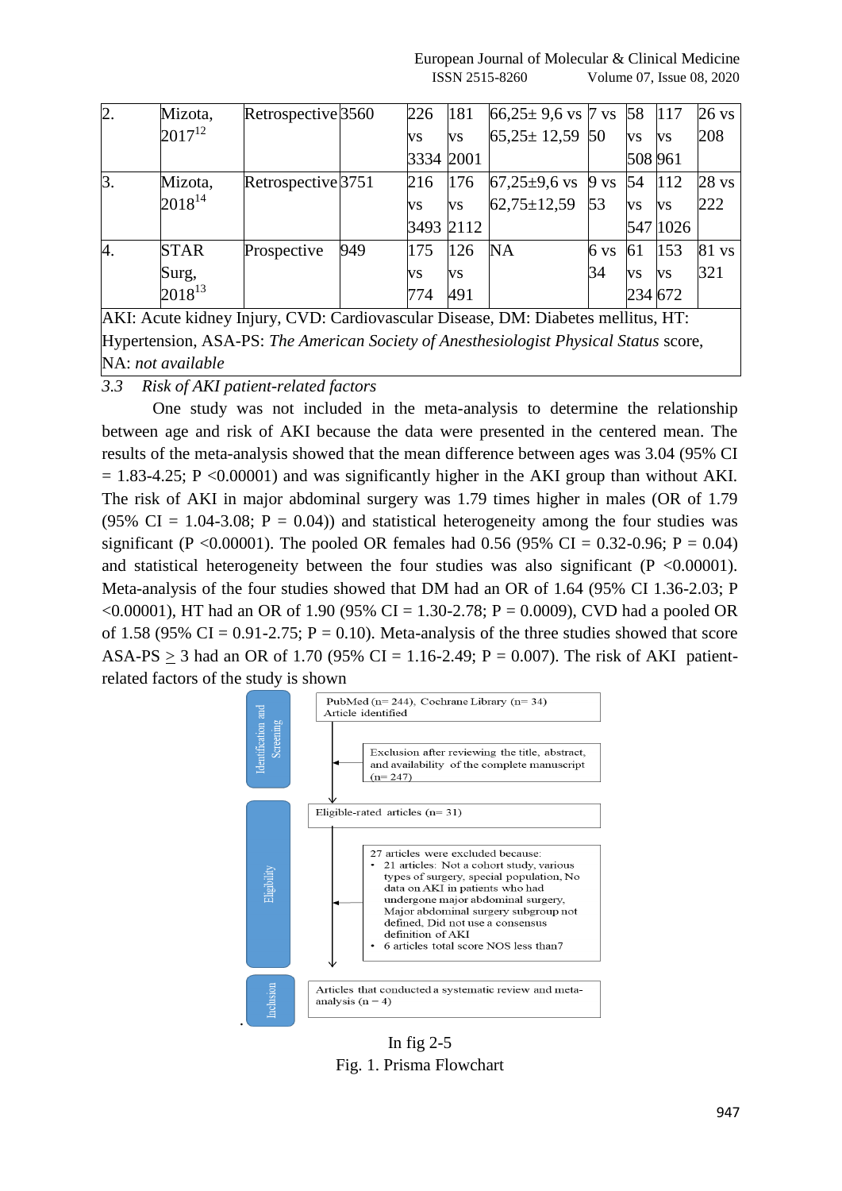| 2. | Mizota, 2017[12] | Retrospective | 3560 | 226 vs 3334 | 181 vs 2001 | 66,25± 9,6 vs 65,25± 12,59 | 7 vs 50 | 58 vs 508 | 117 vs 961 | 26 vs 208 |
|---|---|---|---|---|---|---|---|---|---|---|
| 3. | Mizota, 2018[14] | Retrospective | 3751 | 216 vs 3493 | 176 vs 2112 | 67,25±9,6 vs 62,75±12,59 | 9 vs 53 | 54 vs 547 | 112 vs 1026 | 28 vs 222 |
| 4. | STAR Surg, 2018[13] | Prospective | 949 | 175 vs 774 | 126 vs 491 | NA | 6 vs 34 | 61 vs 234 | 153 vs 672 | 81 vs 321 |

AKI: Acute kidney Injury, CVD: Cardiovascular Disease, DM: Diabetes mellitus, HT: Hypertension, ASA-PS: *The American Society of Anesthesiologist Physical Status* score, NA: *not available*

### *3.3 Risk of AKI patient-related factors*

One study was not included in the meta-analysis to determine the relationship between age and risk of AKI because the data were presented in the centered mean. The results of the meta-analysis showed that the mean difference between ages was 3.04 (95% CI = 1.83-4.25; P <0.00001) and was significantly higher in the AKI group than without AKI. The risk of AKI in major abdominal surgery was 1.79 times higher in males (OR of 1.79 (95% CI = 1.04-3.08; P = 0.04)) and statistical heterogeneity among the four studies was significant (P <0.00001). The pooled OR females had 0.56 (95% CI = 0.32-0.96; P = 0.04) and statistical heterogeneity between the four studies was also significant (P <0.00001). Meta-analysis of the four studies showed that DM had an OR of 1.64 (95% CI 1.36-2.03; P <0.00001), HT had an OR of 1.90 (95% CI = 1.30-2.78; P = 0.0009), CVD had a pooled OR of 1.58 (95% CI = 0.91-2.75; P = 0.10). Meta-analysis of the three studies showed that score ASA-PS $\geq$ 3 had an OR of 1.70 (95% CI = 1.16-2.49; P = 0.007). The risk of AKI patient-related factors of the study is shown

Identification and Screening

PubMed (n= 244), Cochrane Library (n= 34) Article identified

Exclusion after reviewing the title, abstract, and availability of the complete manuscript (n= 247)

Eligibility

Eligible-rated articles (n= 31)

27 articles were excluded because:
- 21 articles: Not a cohort study, various types of surgery, special population, No data on AKI in patients who had undergone major abdominal surgery, Major abdominal surgery subgroup not defined, Did not use a consensus definition of AKI
- 6 articles total score NOS less than7

Inclusion

Articles that conducted a systematic review and meta-analysis (n = 4)

In fig 2-5

Fig. 1. Prisma Flowchart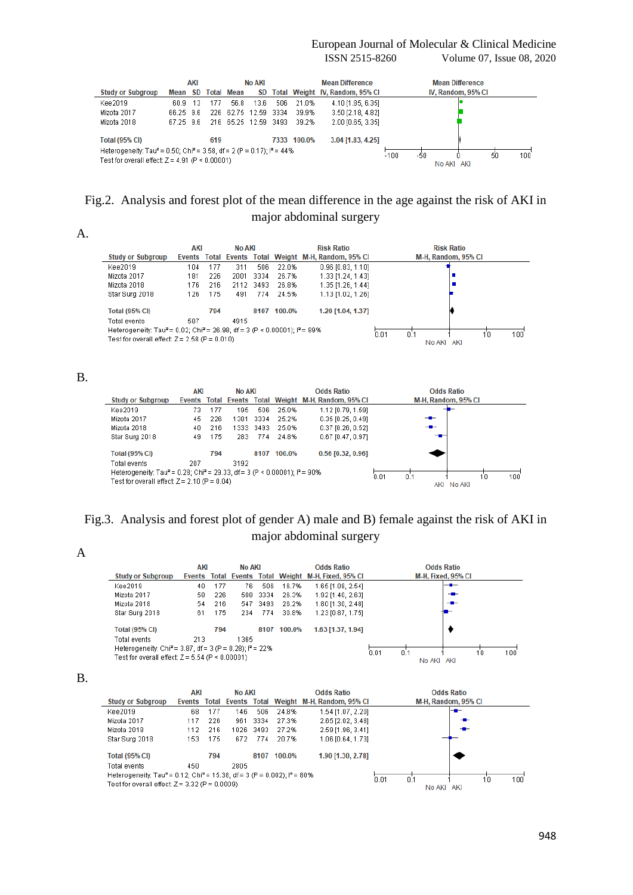| Study or Subgroup | AKI Mean | AKI SD | AKI Total | No AKI Mean | No AKI SD | No AKI Total | Weight | Mean Difference IV, Random, 95% CI |
|---|---|---|---|---|---|---|---|---|
| Kee2019 | 60.9 | 13 | 177 | 56.8 | 13.6 | 506 | 21.0% | 4.10 [1.85, 6.35] |
| Mizota 2017 | 66.25 | 9.6 | 226 | 62.75 | 12.59 | 3334 | 39.9% | 3.50 [2.18, 4.82] |
| Mizota 2018 | 67.25 | 9.6 | 216 | 65.25 | 12.59 | 3493 | 39.2% | 2.00 [0.65, 3.35] |
| **Total (95% CI)** | | | **619** | | | **7333** | **100.0%** | **3.04 [1.83, 4.25]** |

Heterogeneity: $Tau^2 = 0.50$; $Chi^2 = 3.58$, $df = 2$ ($P = 0.17$); $I^2 = 44\%$
Test for overall effect: $Z = 4.91$ ($P < 0.00001$)

Fig.2. Analysis and forest plot of the mean difference in the age against the risk of AKI in major abdominal surgery

A.

| Study or Subgroup | AKI Events | AKI Total | No AKI Events | No AKI Total | Weight | Risk Ratio M-H, Random, 95% CI |
|---|---|---|---|---|---|---|
| Kee2019 | 104 | 177 | 311 | 506 | 22.0% | 0.96 [0.83, 1.10] |
| Mizota 2017 | 181 | 226 | 2001 | 3334 | 26.7% | 1.33 [1.24, 1.43] |
| Mizota 2018 | 176 | 216 | 2112 | 3493 | 26.8% | 1.35 [1.26, 1.44] |
| Star Surg 2018 | 126 | 175 | 491 | 774 | 24.5% | 1.13 [1.02, 1.26] |
| **Total (95% CI)** | | **794** | | **8107** | **100.0%** | **1.20 [1.04, 1.37]** |
| Total events | 587 | | 4915 | | | |

Heterogeneity: $Tau^2 = 0.02$; $Chi^2 = 26.98$, $df = 3$ ($P < 0.00001$); $I^2 = 89\%$
Test for overall effect: $Z = 2.58$ ($P = 0.010$)

B.

| Study or Subgroup | AKI Events | AKI Total | No AKI Events | No AKI Total | Weight | Odds Ratio M-H, Random, 95% CI |
|---|---|---|---|---|---|---|
| Kee2019 | 73 | 177 | 195 | 506 | 26.0% | 1.12 [0.79, 1.59] |
| Mizota 2017 | 45 | 226 | 1301 | 3334 | 25.2% | 0.39 [0.28, 0.54] |
| Mizota 2018 | 40 | 216 | 1333 | 3493 | 25.0% | 0.37 [0.26, 0.52] |
| Star Surg 2018 | 49 | 175 | 283 | 774 | 24.8% | 0.67 [0.47, 0.97] |
| **Total (95% CI)** | | **794** | | **8107** | **100.0%** | **0.56 [0.32, 0.96]** |
| Total events | 207 | | 3192 | | | |

Heterogeneity: $Tau^2 = 0.28$; $Chi^2 = 29.33$, $df = 3$ ($P < 0.00001$); $I^2 = 90\%$
Test for overall effect: $Z = 2.10$ ($P = 0.04$)

Fig.3. Analysis and forest plot of gender A) male and B) female against the risk of AKI in major abdominal surgery

A

| Study or Subgroup | AKI Events | AKI Total | No AKI Events | No AKI Total | Weight | Odds Ratio M-H, Fixed, 95% CI |
|---|---|---|---|---|---|---|
| Kee2019 | 40 | 177 | 76 | 506 | 16.7% | 1.65 [1.08, 2.54] |
| Mizota 2017 | 58 | 226 | 508 | 3334 | 26.3% | 1.92 [1.40, 2.63] |
| Mizota 2018 | 54 | 216 | 547 | 3493 | 26.2% | 1.80 [1.30, 2.48] |
| Star Surg 2018 | 61 | 175 | 234 | 774 | 30.8% | 1.23 [0.87, 1.75] |
| **Total (95% CI)** | | **794** | | **8107** | **100.0%** | **1.63 [1.37, 1.94]** |
| Total events | 213 | | 1365 | | | |

Heterogeneity: $Chi^2 = 3.87$, $df = 3$ ($P = 0.28$); $I^2 = 22\%$
Test for overall effect: $Z = 5.54$ ($P < 0.00001$)

B.

| Study or Subgroup | AKI Events | AKI Total | No AKI Events | No AKI Total | Weight | Odds Ratio M-H, Random, 95% CI |
|---|---|---|---|---|---|---|
| Kee2019 | 68 | 177 | 146 | 506 | 24.8% | 1.54 [1.07, 2.20] |
| Mizota 2017 | 117 | 226 | 961 | 3334 | 27.3% | 2.65 [2.02, 3.48] |
| Mizota 2018 | 112 | 216 | 1026 | 3493 | 27.2% | 2.59 [1.96, 3.41] |
| Star Surg 2018 | 153 | 175 | 672 | 774 | 20.7% | 1.06 [0.64, 1.73] |
| **Total (95% CI)** | | **794** | | **8107** | **100.0%** | **1.90 [1.30, 2.78]** |
| Total events | 450 | | 2805 | | | |

Heterogeneity: $Tau^2 = 0.12$; $Chi^2 = 15.38$, $df = 3$ ($P = 0.002$); $I^2 = 80\%$
Test for overall effect: $Z = 3.32$ ($P = 0.0009$)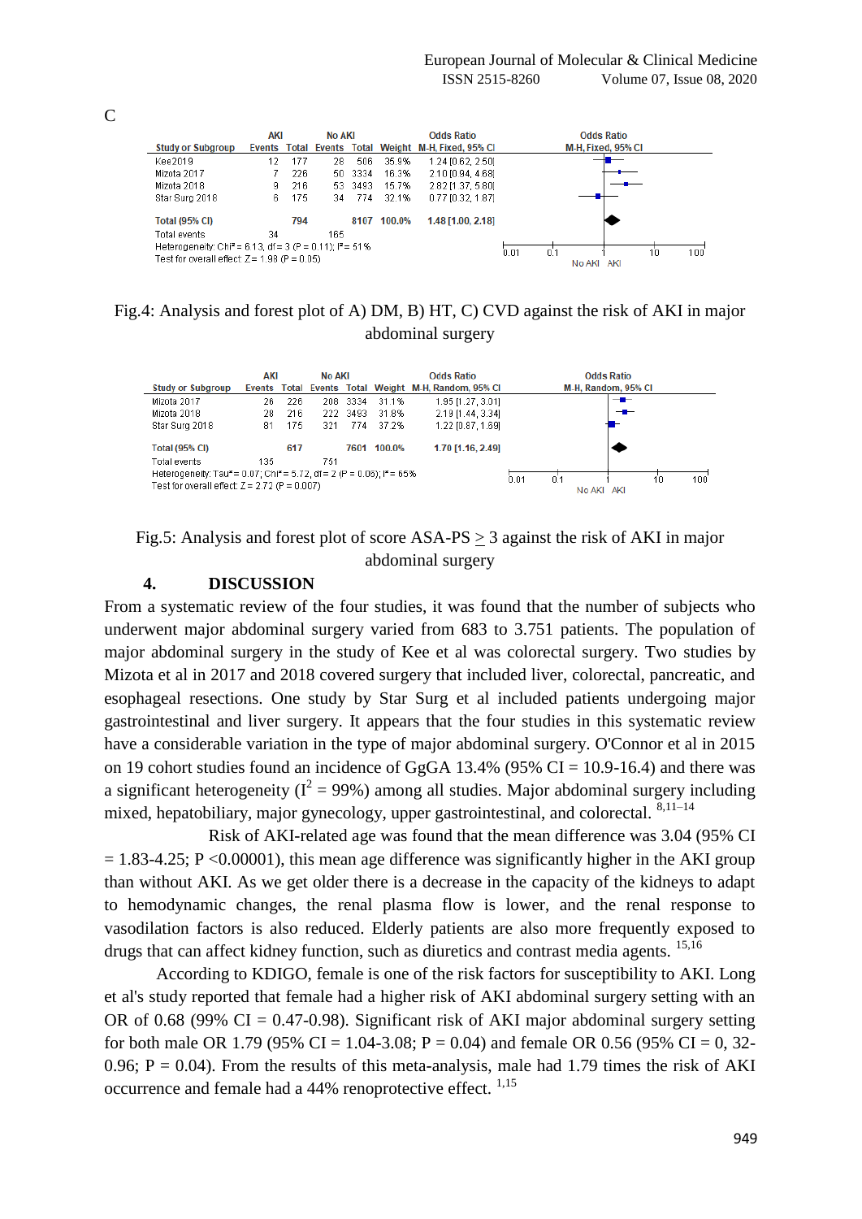C

| Study or Subgroup | AKI Events | AKI Total | No AKI Events | No AKI Total | Weight | Odds Ratio M-H, Fixed, 95% CI |
|---|---|---|---|---|---|---|
| Kee2019 | 12 | 177 | 28 | 506 | 35.9% | 1.24 [0.62, 2.50] |
| Mizota 2017 | 7 | 226 | 50 | 3334 | 16.3% | 2.10 [0.94, 4.68] |
| Mizota 2018 | 9 | 216 | 53 | 3493 | 15.7% | 2.82 [1.37, 5.80] |
| Star Surg 2018 | 6 | 175 | 34 | 774 | 32.1% | 0.77 [0.32, 1.87] |
| **Total (95% CI)** | | **794** | | **8107** | **100.0%** | **1.48 [1.00, 2.18]** |
| Total events | 34 | | 165 | | | |

Heterogeneity: Chi² = 6.13, df = 3 (P = 0.11); I² = 51%
Test for overall effect: Z = 1.98 (P = 0.05)

Fig.4: Analysis and forest plot of A) DM, B) HT, C) CVD against the risk of AKI in major abdominal surgery

| Study or Subgroup | AKI Events | AKI Total | No AKI Events | No AKI Total | Weight | Odds Ratio M-H, Random, 95% CI |
|---|---|---|---|---|---|---|
| Mizota 2017 | 26 | 226 | 208 | 3334 | 31.1% | 1.95 [1.27, 3.01] |
| Mizota 2018 | 28 | 216 | 222 | 3493 | 31.8% | 2.19 [1.44, 3.34] |
| Star Surg 2018 | 81 | 175 | 321 | 774 | 37.2% | 1.22 [0.87, 1.69] |
| **Total (95% CI)** | | **617** | | **7601** | **100.0%** | **1.70 [1.16, 2.49]** |
| Total events | 135 | | 751 | | | |

Heterogeneity: Tau² = 0.07; Chi² = 5.72, df = 2 (P = 0.06); I² = 65%
Test for overall effect: Z = 2.72 (P = 0.007)

Fig.5: Analysis and forest plot of score ASA-PS ≥ 3 against the risk of AKI in major abdominal surgery

## 4. DISCUSSION

From a systematic review of the four studies, it was found that the number of subjects who underwent major abdominal surgery varied from 683 to 3.751 patients. The population of major abdominal surgery in the study of Kee et al was colorectal surgery. Two studies by Mizota et al in 2017 and 2018 covered surgery that included liver, colorectal, pancreatic, and esophageal resections. One study by Star Surg et al included patients undergoing major gastrointestinal and liver surgery. It appears that the four studies in this systematic review have a considerable variation in the type of major abdominal surgery. O'Connor et al in 2015 on 19 cohort studies found an incidence of GgGA 13.4% (95% CI = 10.9-16.4) and there was a significant heterogeneity ($I^2$ = 99%) among all studies. Major abdominal surgery including mixed, hepatobiliary, major gynecology, upper gastrointestinal, and colorectal. [8,11–14]

Risk of AKI-related age was found that the mean difference was 3.04 (95% CI = 1.83-4.25; P <0.00001), this mean age difference was significantly higher in the AKI group than without AKI. As we get older there is a decrease in the capacity of the kidneys to adapt to hemodynamic changes, the renal plasma flow is lower, and the renal response to vasodilation factors is also reduced. Elderly patients are also more frequently exposed to drugs that can affect kidney function, such as diuretics and contrast media agents. [15,16]

According to KDIGO, female is one of the risk factors for susceptibility to AKI. Long et al's study reported that female had a higher risk of AKI abdominal surgery setting with an OR of 0.68 (99% CI = 0.47-0.98). Significant risk of AKI major abdominal surgery setting for both male OR 1.79 (95% CI = 1.04-3.08; P = 0.04) and female OR 0.56 (95% CI = 0, 32-0.96; P = 0.04). From the results of this meta-analysis, male had 1.79 times the risk of AKI occurrence and female had a 44% renoprotective effect. [1,15]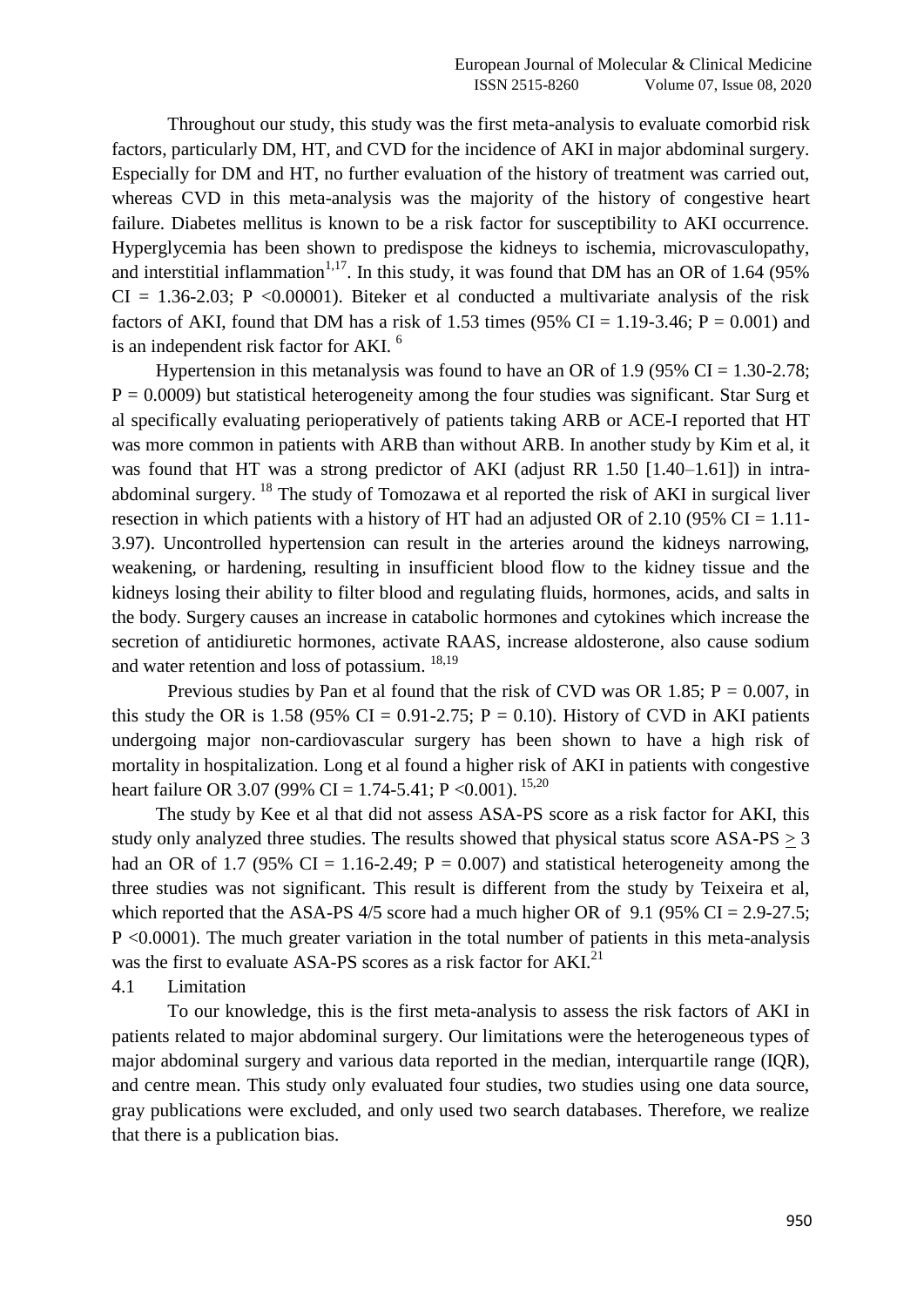Throughout our study, this study was the first meta-analysis to evaluate comorbid risk factors, particularly DM, HT, and CVD for the incidence of AKI in major abdominal surgery. Especially for DM and HT, no further evaluation of the history of treatment was carried out, whereas CVD in this meta-analysis was the majority of the history of congestive heart failure. Diabetes mellitus is known to be a risk factor for susceptibility to AKI occurrence. Hyperglycemia has been shown to predispose the kidneys to ischemia, microvasculopathy, and interstitial inflammation[1,17]. In this study, it was found that DM has an OR of 1.64 (95% CI = 1.36-2.03; P <0.00001). Biteker et al conducted a multivariate analysis of the risk factors of AKI, found that DM has a risk of 1.53 times (95% CI = 1.19-3.46; P = 0.001) and is an independent risk factor for AKI. [6]

Hypertension in this metanalysis was found to have an OR of 1.9 (95% CI = 1.30-2.78; P = 0.0009) but statistical heterogeneity among the four studies was significant. Star Surg et al specifically evaluating perioperatively of patients taking ARB or ACE-I reported that HT was more common in patients with ARB than without ARB. In another study by Kim et al, it was found that HT was a strong predictor of AKI (adjust RR 1.50 [1.40–1.61]) in intra-abdominal surgery. [18] The study of Tomozawa et al reported the risk of AKI in surgical liver resection in which patients with a history of HT had an adjusted OR of 2.10 (95% CI = 1.11-3.97). Uncontrolled hypertension can result in the arteries around the kidneys narrowing, weakening, or hardening, resulting in insufficient blood flow to the kidney tissue and the kidneys losing their ability to filter blood and regulating fluids, hormones, acids, and salts in the body. Surgery causes an increase in catabolic hormones and cytokines which increase the secretion of antidiuretic hormones, activate RAAS, increase aldosterone, also cause sodium and water retention and loss of potassium. [18,19]

Previous studies by Pan et al found that the risk of CVD was OR 1.85; P = 0.007, in this study the OR is 1.58 (95% CI = 0.91-2.75; P = 0.10). History of CVD in AKI patients undergoing major non-cardiovascular surgery has been shown to have a high risk of mortality in hospitalization. Long et al found a higher risk of AKI in patients with congestive heart failure OR 3.07 (99% CI = 1.74-5.41; P <0.001). [15,20]

The study by Kee et al that did not assess ASA-PS score as a risk factor for AKI, this study only analyzed three studies. The results showed that physical status score ASA-PS $\geq$ 3 had an OR of 1.7 (95% CI = 1.16-2.49; P = 0.007) and statistical heterogeneity among the three studies was not significant. This result is different from the study by Teixeira et al, which reported that the ASA-PS 4/5 score had a much higher OR of 9.1 (95% CI = 2.9-27.5; P <0.0001). The much greater variation in the total number of patients in this meta-analysis was the first to evaluate ASA-PS scores as a risk factor for AKI.[21]

### 4.1 Limitation

To our knowledge, this is the first meta-analysis to assess the risk factors of AKI in patients related to major abdominal surgery. Our limitations were the heterogeneous types of major abdominal surgery and various data reported in the median, interquartile range (IQR), and centre mean. This study only evaluated four studies, two studies using one data source, gray publications were excluded, and only used two search databases. Therefore, we realize that there is a publication bias.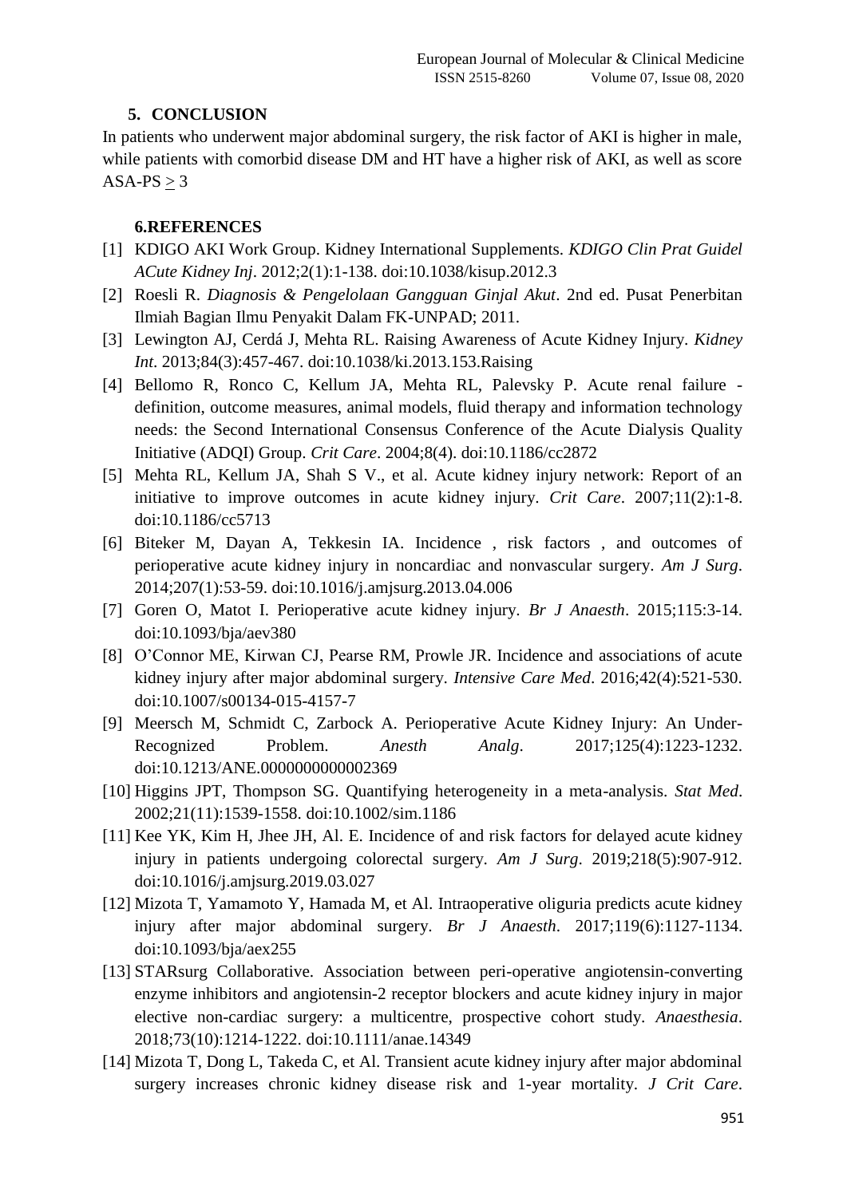## 5. CONCLUSION

In patients who underwent major abdominal surgery, the risk factor of AKI is higher in male, while patients with comorbid disease DM and HT have a higher risk of AKI, as well as score ASA-PS $\geq$ 3

## 6.REFERENCES

[1] KDIGO AKI Work Group. Kidney International Supplements. *KDIGO Clin Prat Guidel ACute Kidney Inj*. 2012;2(1):1-138. doi:10.1038/kisup.2012.3

[2] Roesli R. *Diagnosis & Pengelolaan Gangguan Ginjal Akut*. 2nd ed. Pusat Penerbitan Ilmiah Bagian Ilmu Penyakit Dalam FK-UNPAD; 2011.

[3] Lewington AJ, Cerdá J, Mehta RL. Raising Awareness of Acute Kidney Injury. *Kidney Int*. 2013;84(3):457-467. doi:10.1038/ki.2013.153.Raising

[4] Bellomo R, Ronco C, Kellum JA, Mehta RL, Palevsky P. Acute renal failure - definition, outcome measures, animal models, fluid therapy and information technology needs: the Second International Consensus Conference of the Acute Dialysis Quality Initiative (ADQI) Group. *Crit Care*. 2004;8(4). doi:10.1186/cc2872

[5] Mehta RL, Kellum JA, Shah S V., et al. Acute kidney injury network: Report of an initiative to improve outcomes in acute kidney injury. *Crit Care*. 2007;11(2):1-8. doi:10.1186/cc5713

[6] Biteker M, Dayan A, Tekkesin IA. Incidence , risk factors , and outcomes of perioperative acute kidney injury in noncardiac and nonvascular surgery. *Am J Surg*. 2014;207(1):53-59. doi:10.1016/j.amjsurg.2013.04.006

[7] Goren O, Matot I. Perioperative acute kidney injury. *Br J Anaesth*. 2015;115:3-14. doi:10.1093/bja/aev380

[8] O'Connor ME, Kirwan CJ, Pearse RM, Prowle JR. Incidence and associations of acute kidney injury after major abdominal surgery. *Intensive Care Med*. 2016;42(4):521-530. doi:10.1007/s00134-015-4157-7

[9] Meersch M, Schmidt C, Zarbock A. Perioperative Acute Kidney Injury: An Under-Recognized Problem. *Anesth Analg*. 2017;125(4):1223-1232. doi:10.1213/ANE.0000000000002369

[10] Higgins JPT, Thompson SG. Quantifying heterogeneity in a meta-analysis. *Stat Med*. 2002;21(11):1539-1558. doi:10.1002/sim.1186

[11] Kee YK, Kim H, Jhee JH, Al. E. Incidence of and risk factors for delayed acute kidney injury in patients undergoing colorectal surgery. *Am J Surg*. 2019;218(5):907-912. doi:10.1016/j.amjsurg.2019.03.027

[12] Mizota T, Yamamoto Y, Hamada M, et Al. Intraoperative oliguria predicts acute kidney injury after major abdominal surgery. *Br J Anaesth*. 2017;119(6):1127-1134. doi:10.1093/bja/aex255

[13] STARsurg Collaborative. Association between peri-operative angiotensin-converting enzyme inhibitors and angiotensin-2 receptor blockers and acute kidney injury in major elective non-cardiac surgery: a multicentre, prospective cohort study. *Anaesthesia*. 2018;73(10):1214-1222. doi:10.1111/anae.14349

[14] Mizota T, Dong L, Takeda C, et Al. Transient acute kidney injury after major abdominal surgery increases chronic kidney disease risk and 1-year mortality. *J Crit Care*.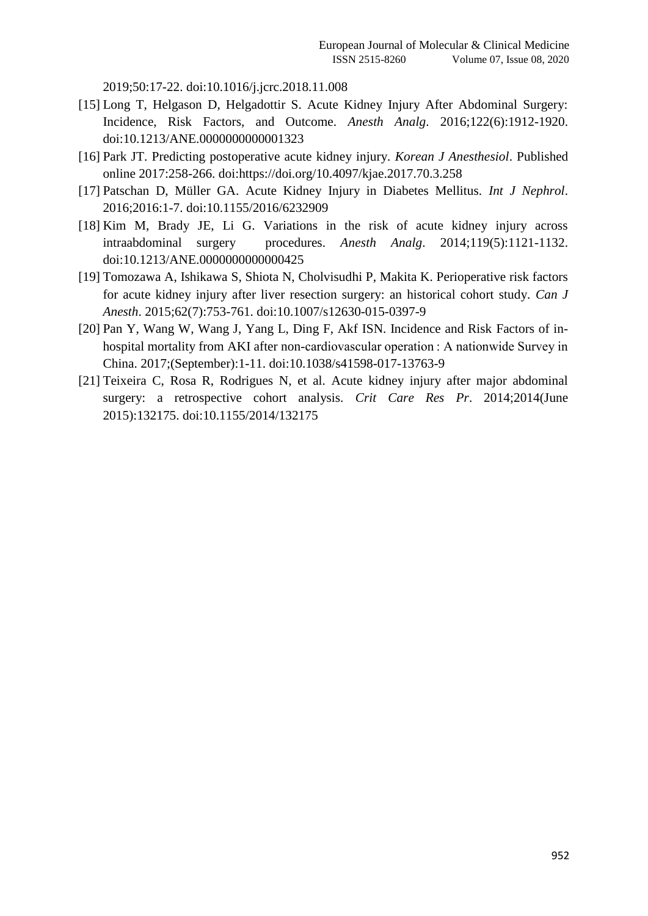2019;50:17-22. doi:10.1016/j.jcrc.2018.11.008

[15] Long T, Helgason D, Helgadottir S. Acute Kidney Injury After Abdominal Surgery: Incidence, Risk Factors, and Outcome. *Anesth Analg*. 2016;122(6):1912-1920. doi:10.1213/ANE.0000000000001323

[16] Park JT. Predicting postoperative acute kidney injury. *Korean J Anesthesiol*. Published online 2017:258-266. doi:https://doi.org/10.4097/kjae.2017.70.3.258

[17] Patschan D, Müller GA. Acute Kidney Injury in Diabetes Mellitus. *Int J Nephrol*. 2016;2016:1-7. doi:10.1155/2016/6232909

[18] Kim M, Brady JE, Li G. Variations in the risk of acute kidney injury across intraabdominal surgery procedures. *Anesth Analg*. 2014;119(5):1121-1132. doi:10.1213/ANE.0000000000000425

[19] Tomozawa A, Ishikawa S, Shiota N, Cholvisudhi P, Makita K. Perioperative risk factors for acute kidney injury after liver resection surgery: an historical cohort study. *Can J Anesth*. 2015;62(7):753-761. doi:10.1007/s12630-015-0397-9

[20] Pan Y, Wang W, Wang J, Yang L, Ding F, Akf ISN. Incidence and Risk Factors of in-hospital mortality from AKI after non-cardiovascular operation : A nationwide Survey in China. 2017;(September):1-11. doi:10.1038/s41598-017-13763-9

[21] Teixeira C, Rosa R, Rodrigues N, et al. Acute kidney injury after major abdominal surgery: a retrospective cohort analysis. *Crit Care Res Pr*. 2014;2014(June 2015):132175. doi:10.1155/2014/132175